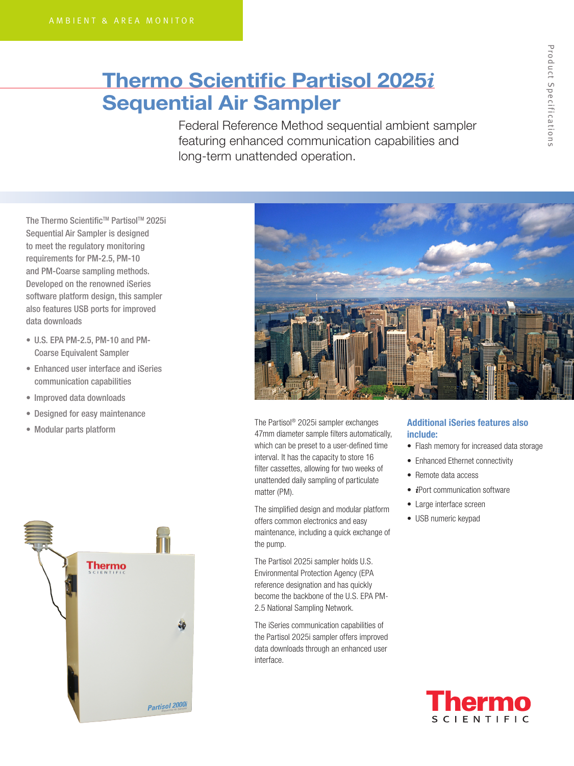AMBIENT & AREA MONITOR

# Thermo Scientific Partisol 2025*i* Sequential Air Sampler

Federal Reference Method sequential ambient sampler featuring enhanced communication capabilities and long-term unattended operation.

The Thermo Scientific™ Partisol™ 2025i Sequential Air Sampler is designed to meet the regulatory monitoring requirements for PM-2.5, PM-10 and PM-Coarse sampling methods. Developed on the renowned iSeries software platform design, this sampler also features USB ports for improved data downloads

- U.S. EPA PM-2.5, PM-10 and PM-Coarse Equivalent Sampler
- Enhanced user interface and iSeries communication capabilities
- Improved data downloads
- Designed for easy maintenance
- Modular parts platform

The Partisol® 2025i sampler exchanges 47mm diameter sample filters automatically, which can be preset to a user-defined time interval. It has the capacity to store 16 filter cassettes, allowing for two weeks of unattended daily sampling of particulate matter (PM).

The simplified design and modular platform offers common electronics and easy maintenance, including a quick exchange of the pump.

The Partisol 2025i sampler holds U.S. Environmental Protection Agency (EPA reference designation and has quickly become the backbone of the U.S. EPA PM-2.5 National Sampling Network.

The iSeries communication capabilities of the Partisol 2025i sampler offers improved data downloads through an enhanced user interface.

### Additional iSeries features also include:

- Flash memory for increased data storage
- Enhanced Ethernet connectivity
- Remote data access
- *i*Port communication software
- Large interface screen
- USB numeric keypad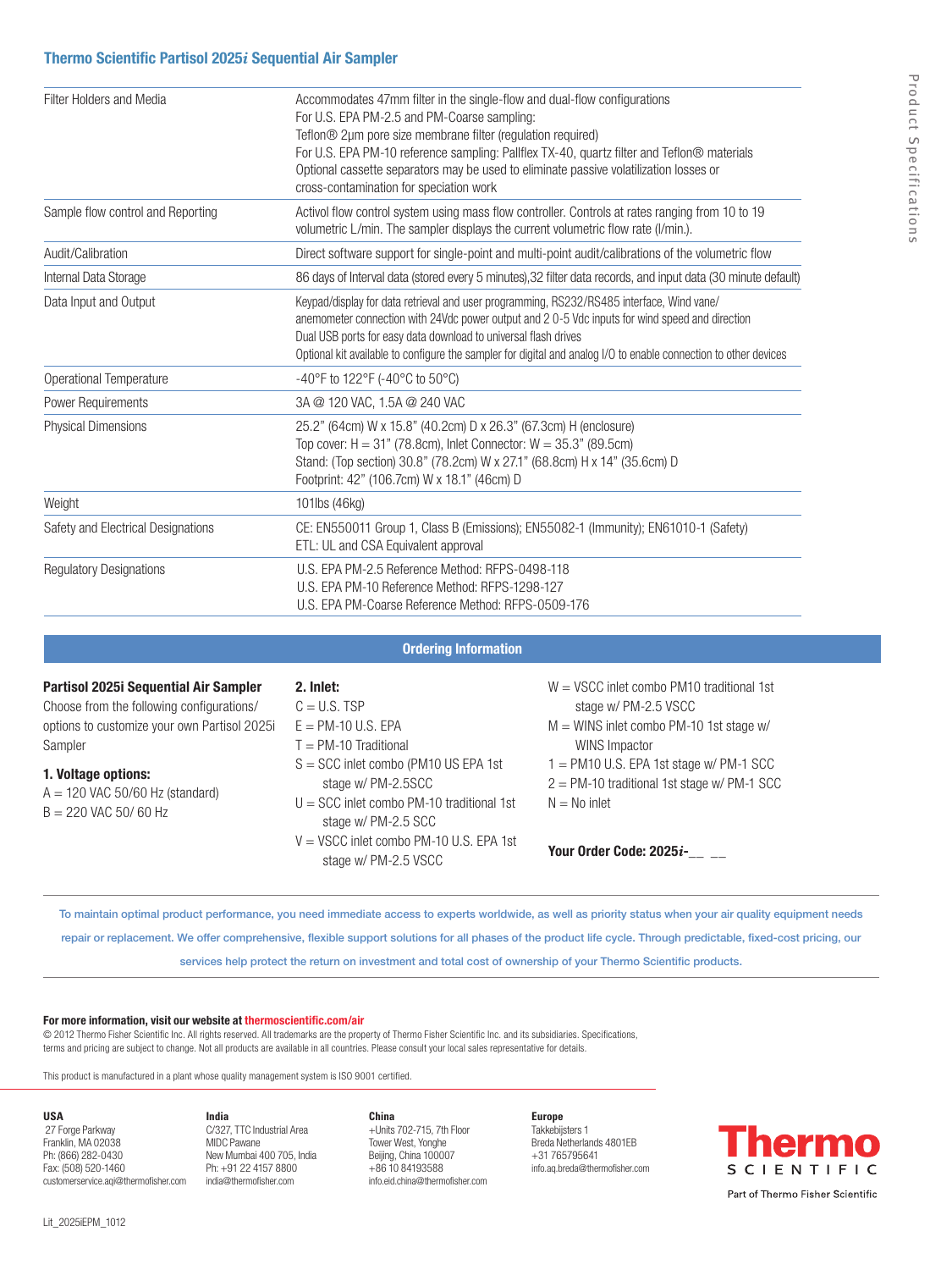## Thermo Scientific Partisol 2025*i* Sequential Air Sampler

| | |
|---|---|
| Filter Holders and Media | Accommodates 47mm filter in the single-flow and dual-flow configurations<br>For U.S. EPA PM-2.5 and PM-Coarse sampling:<br>Teflon® 2µm pore size membrane filter (regulation required)<br>For U.S. EPA PM-10 reference sampling: Pallflex TX-40, quartz filter and Teflon® materials<br>Optional cassette separators may be used to eliminate passive volatilization losses or cross-contamination for speciation work |
| Sample flow control and Reporting | Activol flow control system using mass flow controller. Controls at rates ranging from 10 to 19 volumetric L/min. The sampler displays the current volumetric flow rate (l/min.). |
| Audit/Calibration | Direct software support for single-point and multi-point audit/calibrations of the volumetric flow |
| Internal Data Storage | 86 days of Interval data (stored every 5 minutes),32 filter data records, and input data (30 minute default) |
| Data Input and Output | Keypad/display for data retrieval and user programming, RS232/RS485 interface, Wind vane/anemometer connection with 24Vdc power output and 2 0-5 Vdc inputs for wind speed and direction<br>Dual USB ports for easy data download to universal flash drives<br>Optional kit available to configure the sampler for digital and analog I/O to enable connection to other devices |
| Operational Temperature | -40°F to 122°F (-40°C to 50°C) |
| Power Requirements | 3A @ 120 VAC, 1.5A @ 240 VAC |
| Physical Dimensions | 25.2" (64cm) W x 15.8" (40.2cm) D x 26.3" (67.3cm) H (enclosure)<br>Top cover: H = 31" (78.8cm), Inlet Connector: W = 35.3" (89.5cm)<br>Stand: (Top section) 30.8" (78.2cm) W x 27.1" (68.8cm) H x 14" (35.6cm) D<br>Footprint: 42" (106.7cm) W x 18.1" (46cm) D |
| Weight | 101lbs (46kg) |
| Safety and Electrical Designations | CE: EN550011 Group 1, Class B (Emissions); EN55082-1 (Immunity); EN61010-1 (Safety)<br>ETL: UL and CSA Equivalent approval |
| Regulatory Designations | U.S. EPA PM-2.5 Reference Method: RFPS-0498-118<br>U.S. EPA PM-10 Reference Method: RFPS-1298-127<br>U.S. EPA PM-Coarse Reference Method: RFPS-0509-176 |

## Ordering Information

**Partisol 2025i Sequential Air Sampler**

Choose from the following configurations/ options to customize your own Partisol 2025i Sampler

**1. Voltage options:**

A = 120 VAC 50/60 Hz (standard)
B = 220 VAC 50/ 60 Hz

**2. Inlet:**

C = U.S. TSP
E = PM-10 U.S. EPA
T = PM-10 Traditional
S = SCC inlet combo (PM10 US EPA 1st stage w/ PM-2.5SCC
U = SCC inlet combo PM-10 traditional 1st stage w/ PM-2.5 SCC
V = VSCC inlet combo PM-10 U.S. EPA 1st stage w/ PM-2.5 VSCC
W = VSCC inlet combo PM10 traditional 1st stage w/ PM-2.5 VSCC
M = WINS inlet combo PM-10 1st stage w/ WINS Impactor
1 = PM10 U.S. EPA 1st stage w/ PM-1 SCC
2 = PM-10 traditional 1st stage w/ PM-1 SCC
N = No inlet

**Your Order Code: 2025*i*-__ __**

To maintain optimal product performance, you need immediate access to experts worldwide, as well as priority status when your air quality equipment needs repair or replacement. We offer comprehensive, flexible support solutions for all phases of the product life cycle. Through predictable, fixed-cost pricing, our services help protect the return on investment and total cost of ownership of your Thermo Scientific products.

**For more information, visit our website at thermoscientific.com/air**

© 2012 Thermo Fisher Scientific Inc. All rights reserved. All trademarks are the property of Thermo Fisher Scientific Inc. and its subsidiaries. Specifications, terms and pricing are subject to change. Not all products are available in all countries. Please consult your local sales representative for details.

This product is manufactured in a plant whose quality management system is ISO 9001 certified.

**USA**
27 Forge Parkway
Franklin, MA 02038
Ph: (866) 282-0430
Fax: (508) 520-1460
customerservice.aqi@thermofisher.com

**India**
C/327, TTC Industrial Area
MIDC Pawane
New Mumbai 400 705, India
Ph: +91 22 4157 8800
india@thermofisher.com

**China**
+Units 702-715, 7th Floor
Tower West, Yonghe
Beijing, China 100007
+86 10 84193588
info.eid.china@thermofisher.com

**Europe**
Takkebijsters 1
Breda Netherlands 4801EB
+31 765795641
info.aq.breda@thermofisher.com

Thermo SCIENTIFIC
Part of Thermo Fisher Scientific

Lit_2025iEPM_1012